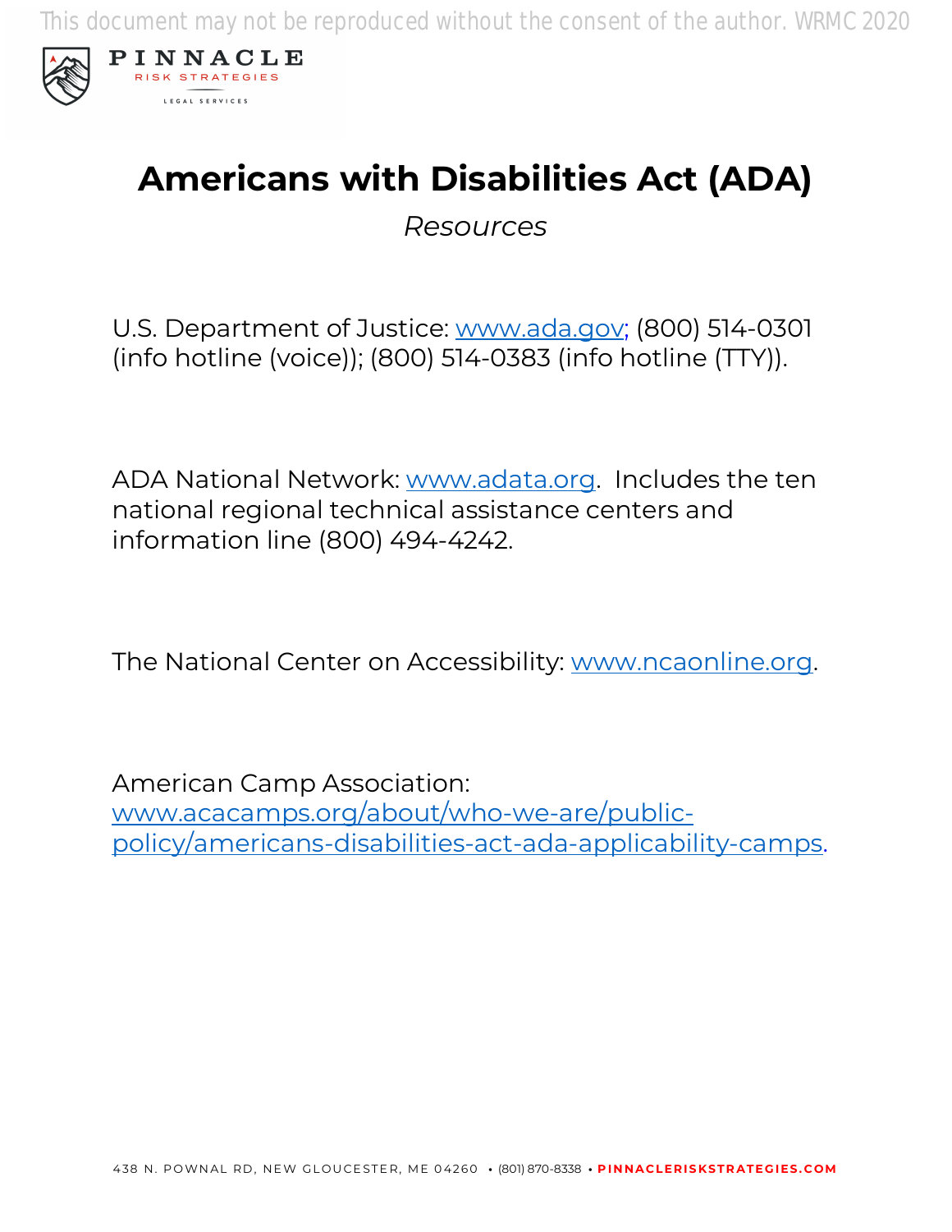# Americans with Disabilities Act (ADA)

*Resources*

U.S. Department of Justice: www.ada.gov; (800) 514-0301 (info hotline (voice)); (800) 514-0383 (info hotline (TTY)).

ADA National Network: www.adata.org. Includes the ten national regional technical assistance centers and information line (800) 494-4242.

The National Center on Accessibility: www.ncaonline.org.

American Camp Association: www.acacamps.org/about/who-we-are/public-policy/americans-disabilities-act-ada-applicability-camps.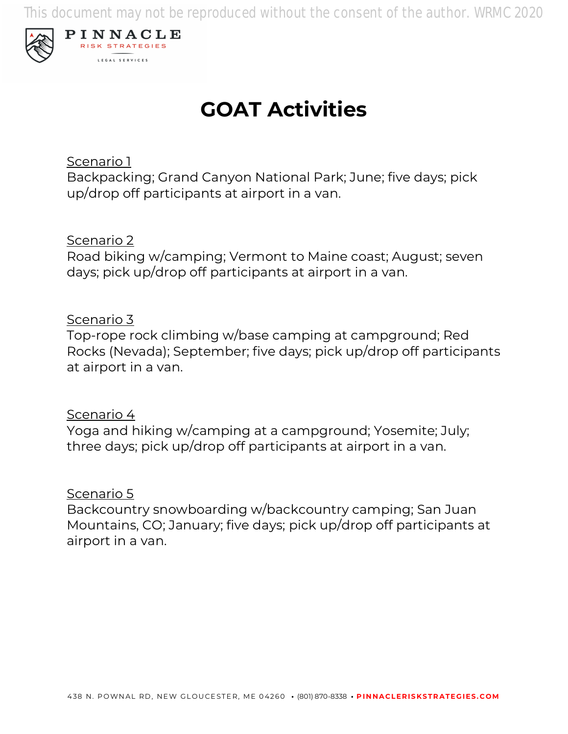# GOAT Activities

Scenario 1

Backpacking; Grand Canyon National Park; June; five days; pick up/drop off participants at airport in a van.

Scenario 2

Road biking w/camping; Vermont to Maine coast; August; seven days; pick up/drop off participants at airport in a van.

Scenario 3

Top-rope rock climbing w/base camping at campground; Red Rocks (Nevada); September; five days; pick up/drop off participants at airport in a van.

Scenario 4

Yoga and hiking w/camping at a campground; Yosemite; July; three days; pick up/drop off participants at airport in a van.

Scenario 5

Backcountry snowboarding w/backcountry camping; San Juan Mountains, CO; January; five days; pick up/drop off participants at airport in a van.